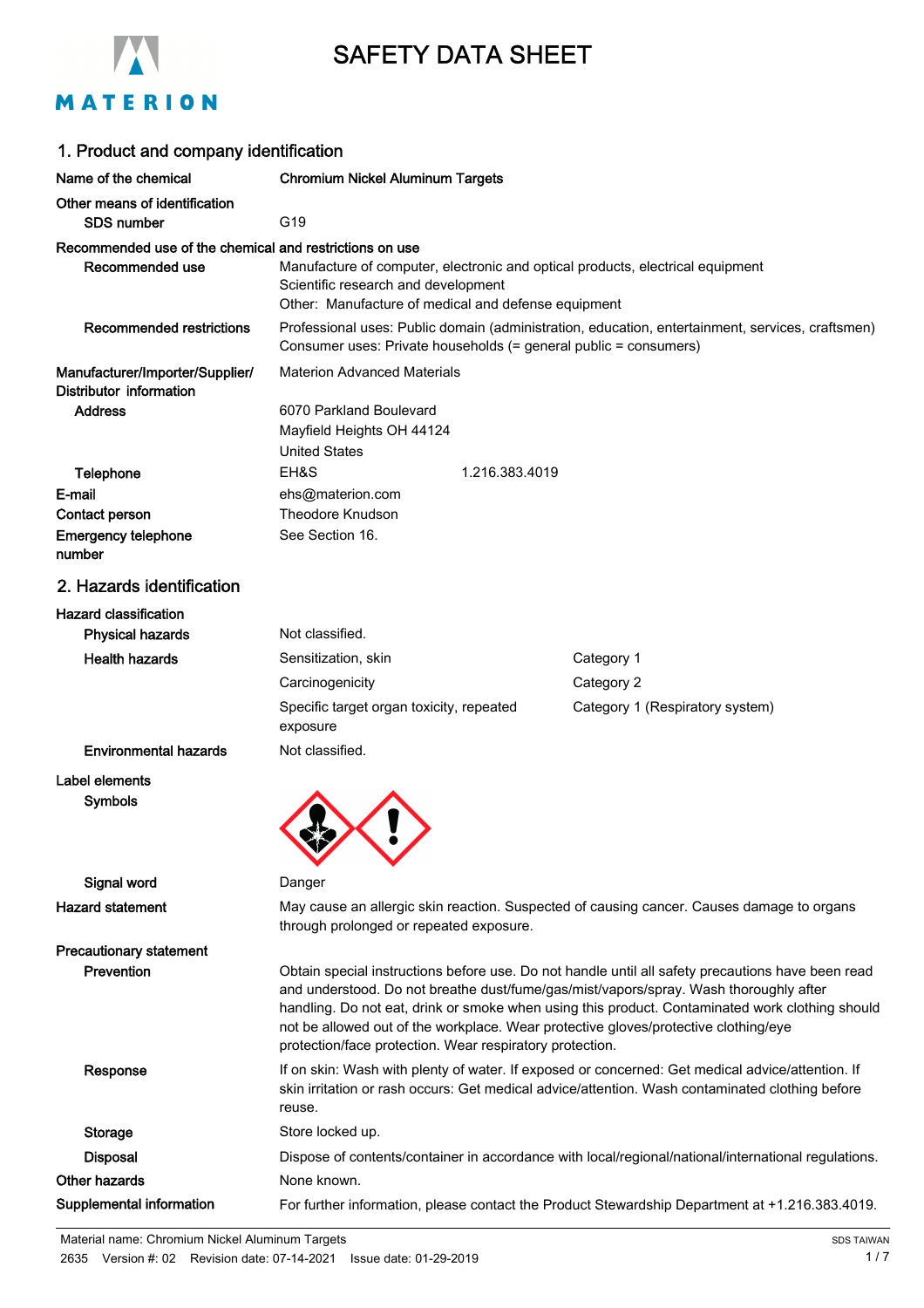# SAFETY DATA SHEET

## 1. Product and company identification

**Name of the chemical** **Chromium Nickel Aluminum Targets**

**Other means of identification**

**SDS number** G19

**Recommended use of the chemical and restrictions on use**

**Recommended use** Manufacture of computer, electronic and optical products, electrical equipment
Scientific research and development
Other: Manufacture of medical and defense equipment

**Recommended restrictions** Professional uses: Public domain (administration, education, entertainment, services, craftsmen)
Consumer uses: Private households (= general public = consumers)

**Manufacturer/Importer/Supplier/ Distributor information** Materion Advanced Materials

**Address** 6070 Parkland Boulevard
Mayfield Heights OH 44124
United States

**Telephone** EH&S 1.216.383.4019

**E-mail** ehs@materion.com

**Contact person** Theodore Knudson

**Emergency telephone number** See Section 16.

## 2. Hazards identification

**Hazard classification**

**Physical hazards** Not classified.

| **Health hazards** | Sensitization, skin | Category 1 |
|---|---|---|
| | Carcinogenicity | Category 2 |
| | Specific target organ toxicity, repeated exposure | Category 1 (Respiratory system) |

**Environmental hazards** Not classified.

**Label elements**

**Symbols**

**Signal word** Danger

**Hazard statement** May cause an allergic skin reaction. Suspected of causing cancer. Causes damage to organs through prolonged or repeated exposure.

**Precautionary statement**

**Prevention** Obtain special instructions before use. Do not handle until all safety precautions have been read and understood. Do not breathe dust/fume/gas/mist/vapors/spray. Wash thoroughly after handling. Do not eat, drink or smoke when using this product. Contaminated work clothing should not be allowed out of the workplace. Wear protective gloves/protective clothing/eye protection/face protection. Wear respiratory protection.

**Response** If on skin: Wash with plenty of water. If exposed or concerned: Get medical advice/attention. If skin irritation or rash occurs: Get medical advice/attention. Wash contaminated clothing before reuse.

**Storage** Store locked up.

**Disposal** Dispose of contents/container in accordance with local/regional/national/international regulations.

**Other hazards** None known.

**Supplemental information** For further information, please contact the Product Stewardship Department at +1.216.383.4019.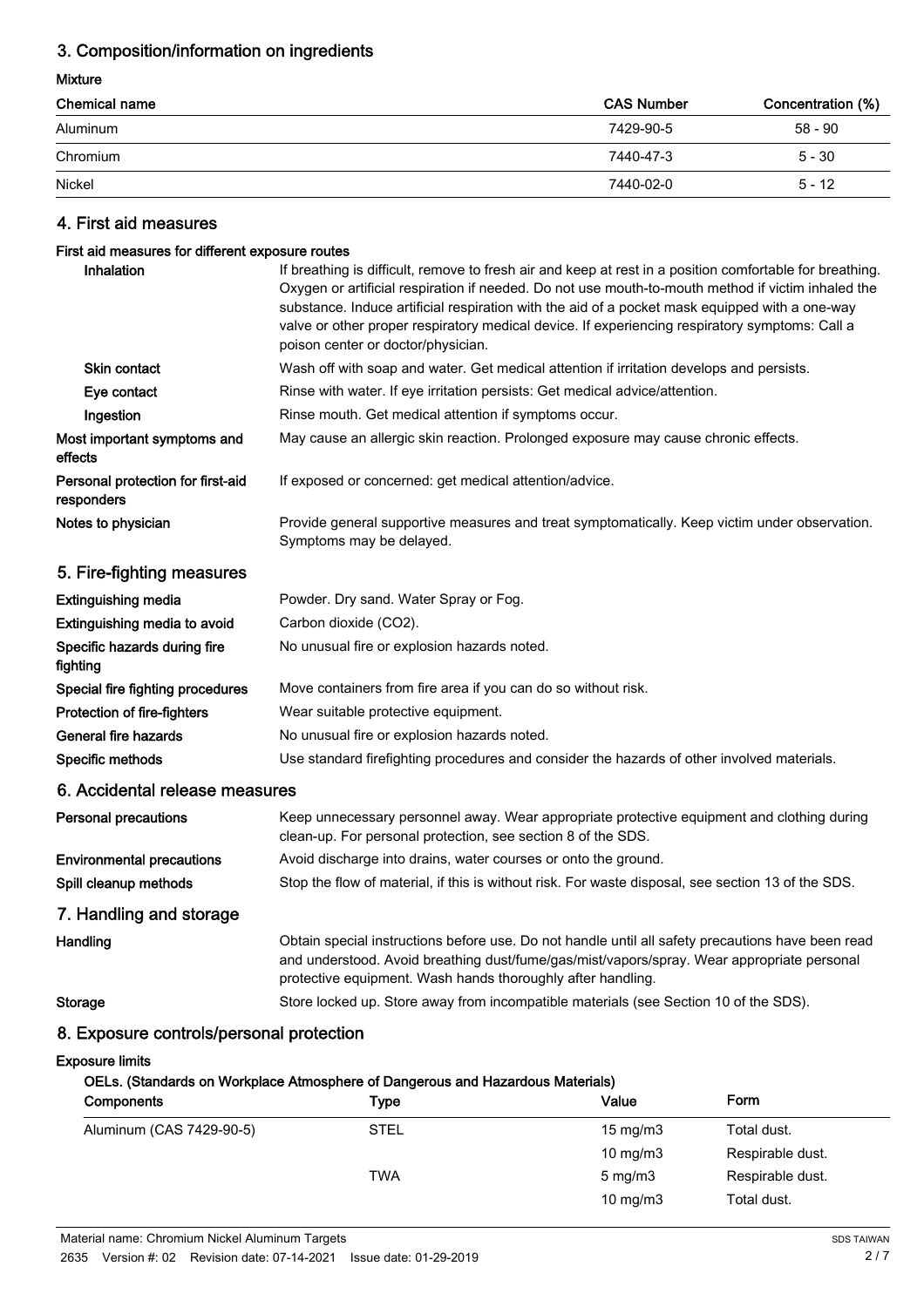## 3. Composition/information on ingredients

**Mixture**

| Chemical name | CAS Number | Concentration (%) |
|---|---|---|
| Aluminum | 7429-90-5 | 58 - 90 |
| Chromium | 7440-47-3 | 5 - 30 |
| Nickel | 7440-02-0 | 5 - 12 |

## 4. First aid measures

**First aid measures for different exposure routes**

**Inhalation**
If breathing is difficult, remove to fresh air and keep at rest in a position comfortable for breathing. Oxygen or artificial respiration if needed. Do not use mouth-to-mouth method if victim inhaled the substance. Induce artificial respiration with the aid of a pocket mask equipped with a one-way valve or other proper respiratory medical device. If experiencing respiratory symptoms: Call a poison center or doctor/physician.

**Skin contact**
Wash off with soap and water. Get medical attention if irritation develops and persists.

**Eye contact**
Rinse with water. If eye irritation persists: Get medical advice/attention.

**Ingestion**
Rinse mouth. Get medical attention if symptoms occur.

**Most important symptoms and effects**
May cause an allergic skin reaction. Prolonged exposure may cause chronic effects.

**Personal protection for first-aid responders**
If exposed or concerned: get medical attention/advice.

**Notes to physician**
Provide general supportive measures and treat symptomatically. Keep victim under observation. Symptoms may be delayed.

## 5. Fire-fighting measures

**Extinguishing media**
Powder. Dry sand. Water Spray or Fog.

**Extinguishing media to avoid**
Carbon dioxide ($CO_2$).

**Specific hazards during fire fighting**
No unusual fire or explosion hazards noted.

**Special fire fighting procedures**
Move containers from fire area if you can do so without risk.

**Protection of fire-fighters**
Wear suitable protective equipment.

**General fire hazards**
No unusual fire or explosion hazards noted.

**Specific methods**
Use standard firefighting procedures and consider the hazards of other involved materials.

## 6. Accidental release measures

**Personal precautions**
Keep unnecessary personnel away. Wear appropriate protective equipment and clothing during clean-up. For personal protection, see section 8 of the SDS.

**Environmental precautions**
Avoid discharge into drains, water courses or onto the ground.

**Spill cleanup methods**
Stop the flow of material, if this is without risk. For waste disposal, see section 13 of the SDS.

## 7. Handling and storage

**Handling**
Obtain special instructions before use. Do not handle until all safety precautions have been read and understood. Avoid breathing dust/fume/gas/mist/vapors/spray. Wear appropriate personal protective equipment. Wash hands thoroughly after handling.

**Storage**
Store locked up. Store away from incompatible materials (see Section 10 of the SDS).

## 8. Exposure controls/personal protection

**Exposure limits**

**OELs. (Standards on Workplace Atmosphere of Dangerous and Hazardous Materials)**

| Components | Type | Value | Form |
|---|---|---|---|
| Aluminum (CAS 7429-90-5) | STEL | 15 mg/m3 | Total dust. |
| | | 10 mg/m3 | Respirable dust. |
| | TWA | 5 mg/m3 | Respirable dust. |
| | | 10 mg/m3 | Total dust. |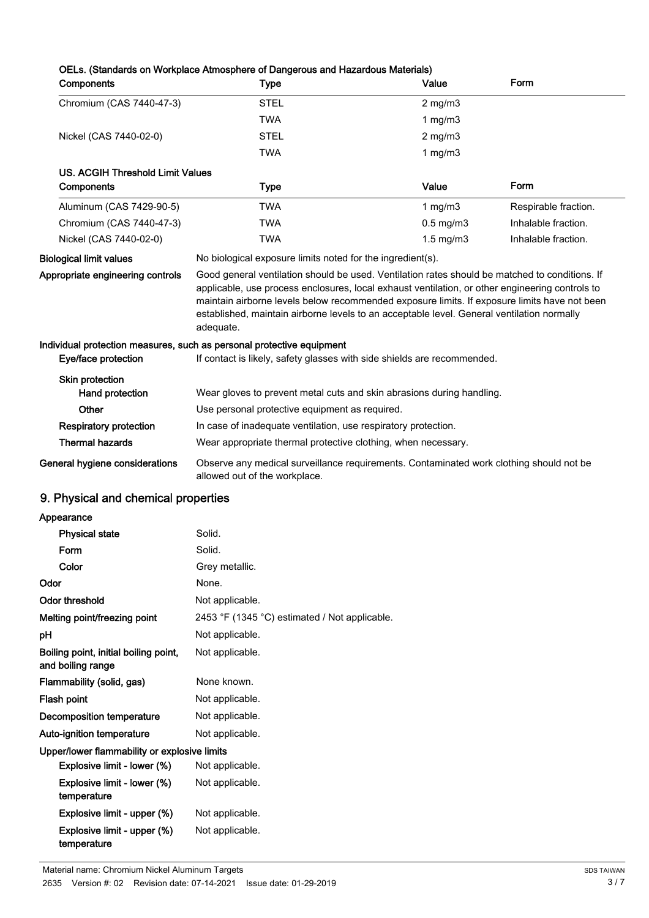**OELs. (Standards on Workplace Atmosphere of Dangerous and Hazardous Materials)**

| Components | Type | Value | Form |
|---|---|---|---|
| Chromium (CAS 7440-47-3) | STEL | 2 mg/m3 | |
| | TWA | 1 mg/m3 | |
| Nickel (CAS 7440-02-0) | STEL | 2 mg/m3 | |
| | TWA | 1 mg/m3 | |

**US. ACGIH Threshold Limit Values**

| Components | Type | Value | Form |
|---|---|---|---|
| Aluminum (CAS 7429-90-5) | TWA | 1 mg/m3 | Respirable fraction. |
| Chromium (CAS 7440-47-3) | TWA | 0.5 mg/m3 | Inhalable fraction. |
| Nickel (CAS 7440-02-0) | TWA | 1.5 mg/m3 | Inhalable fraction. |

**Biological limit values** No biological exposure limits noted for the ingredient(s).

**Appropriate engineering controls** Good general ventilation should be used. Ventilation rates should be matched to conditions. If applicable, use process enclosures, local exhaust ventilation, or other engineering controls to maintain airborne levels below recommended exposure limits. If exposure limits have not been established, maintain airborne levels to an acceptable level. General ventilation normally adequate.

**Individual protection measures, such as personal protective equipment**

**Eye/face protection** If contact is likely, safety glasses with side shields are recommended.

**Skin protection**

**Hand protection** Wear gloves to prevent metal cuts and skin abrasions during handling.

**Other** Use personal protective equipment as required.

**Respiratory protection** In case of inadequate ventilation, use respiratory protection.

**Thermal hazards** Wear appropriate thermal protective clothing, when necessary.

**General hygiene considerations** Observe any medical surveillance requirements. Contaminated work clothing should not be allowed out of the workplace.

## 9. Physical and chemical properties

| Property | Value |
|---|---|
| **Appearance** | |
| Physical state | Solid. |
| Form | Solid. |
| Color | Grey metallic. |
| **Odor** | None. |
| **Odor threshold** | Not applicable. |
| **Melting point/freezing point** | 2453 °F (1345 °C) estimated / Not applicable. |
| **pH** | Not applicable. |
| **Boiling point, initial boiling point, and boiling range** | Not applicable. |
| **Flammability (solid, gas)** | None known. |
| **Flash point** | Not applicable. |
| **Decomposition temperature** | Not applicable. |
| **Auto-ignition temperature** | Not applicable. |
| **Upper/lower flammability or explosive limits** | |
| Explosive limit - lower (%) | Not applicable. |
| Explosive limit - lower (%) temperature | Not applicable. |
| Explosive limit - upper (%) | Not applicable. |
| Explosive limit - upper (%) temperature | Not applicable. |

Material name: Chromium Nickel Aluminum Targets

2635 Version #: 02 Revision date: 07-14-2021 Issue date: 01-29-2019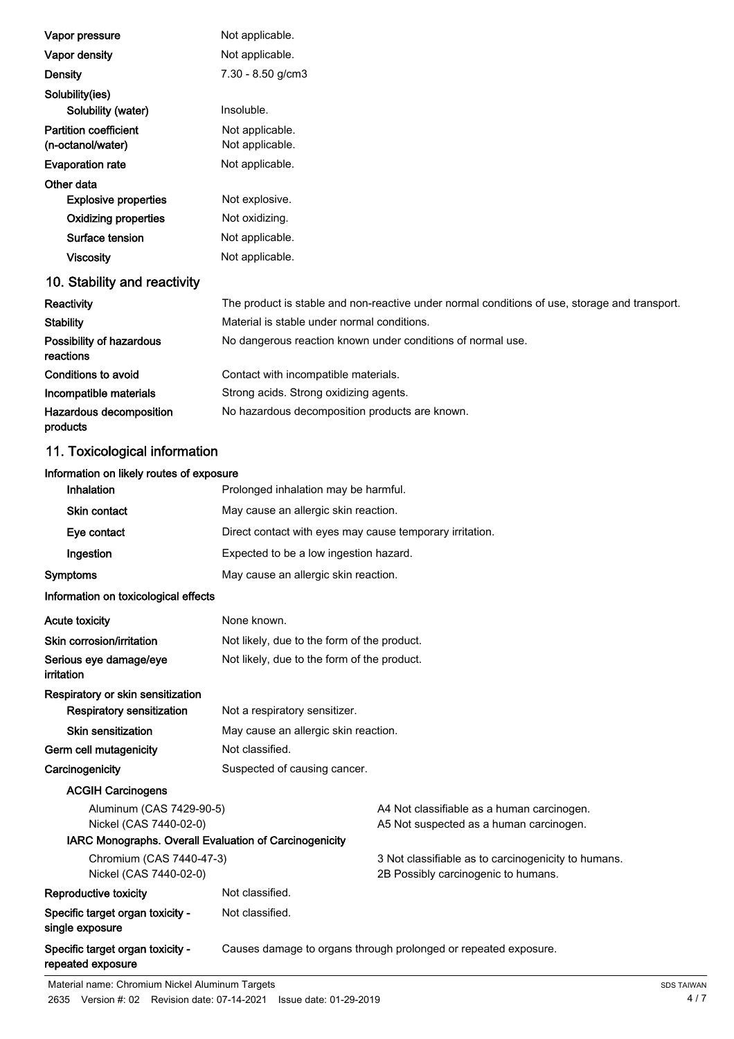| | |
|---|---|
| **Vapor pressure** | Not applicable. |
| **Vapor density** | Not applicable. |
| **Density** | 7.30 - 8.50 g/cm3 |
| **Solubility(ies)** | |
| **Solubility (water)** | Insoluble. |
| **Partition coefficient (n-octanol/water)** | Not applicable. Not applicable. |
| **Evaporation rate** | Not applicable. |
| **Other data** | |
| **Explosive properties** | Not explosive. |
| **Oxidizing properties** | Not oxidizing. |
| **Surface tension** | Not applicable. |
| **Viscosity** | Not applicable. |

## 10. Stability and reactivity

| | |
|---|---|
| **Reactivity** | The product is stable and non-reactive under normal conditions of use, storage and transport. |
| **Stability** | Material is stable under normal conditions. |
| **Possibility of hazardous reactions** | No dangerous reaction known under conditions of normal use. |
| **Conditions to avoid** | Contact with incompatible materials. |
| **Incompatible materials** | Strong acids. Strong oxidizing agents. |
| **Hazardous decomposition products** | No hazardous decomposition products are known. |

## 11. Toxicological information

**Information on likely routes of exposure**

| | |
|---|---|
| **Inhalation** | Prolonged inhalation may be harmful. |
| **Skin contact** | May cause an allergic skin reaction. |
| **Eye contact** | Direct contact with eyes may cause temporary irritation. |
| **Ingestion** | Expected to be a low ingestion hazard. |
| **Symptoms** | May cause an allergic skin reaction. |

**Information on toxicological effects**

| | |
|---|---|
| **Acute toxicity** | None known. |
| **Skin corrosion/irritation** | Not likely, due to the form of the product. |
| **Serious eye damage/eye irritation** | Not likely, due to the form of the product. |
| **Respiratory or skin sensitization** | |
| **Respiratory sensitization** | Not a respiratory sensitizer. |
| **Skin sensitization** | May cause an allergic skin reaction. |
| **Germ cell mutagenicity** | Not classified. |
| **Carcinogenicity** | Suspected of causing cancer. |

**ACGIH Carcinogens**

| | |
|---|---|
| Aluminum (CAS 7429-90-5) | A4 Not classifiable as a human carcinogen. |
| Nickel (CAS 7440-02-0) | A5 Not suspected as a human carcinogen. |

**IARC Monographs. Overall Evaluation of Carcinogenicity**

| | |
|---|---|
| Chromium (CAS 7440-47-3) | 3 Not classifiable as to carcinogenicity to humans. |
| Nickel (CAS 7440-02-0) | 2B Possibly carcinogenic to humans. |

| | |
|---|---|
| **Reproductive toxicity** | Not classified. |
| **Specific target organ toxicity - single exposure** | Not classified. |
| **Specific target organ toxicity - repeated exposure** | Causes damage to organs through prolonged or repeated exposure. |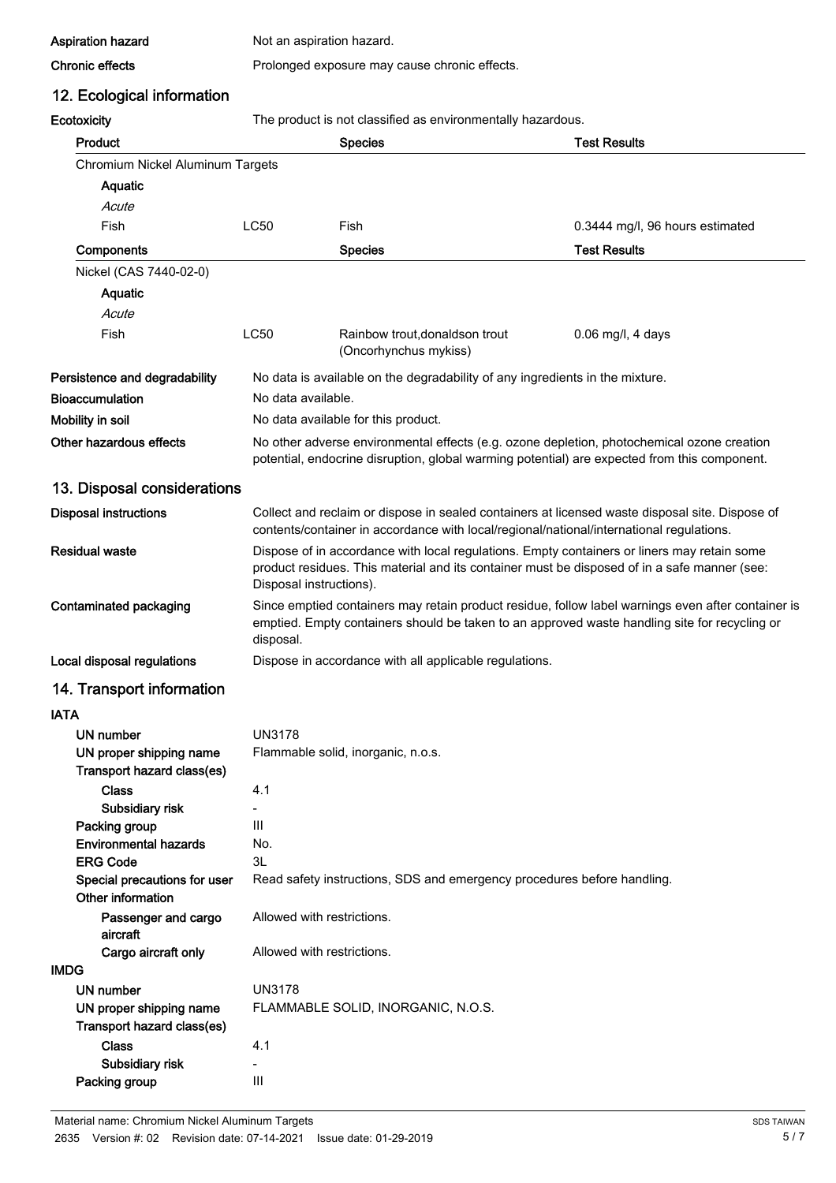| | |
|---|---|
| **Aspiration hazard** | Not an aspiration hazard. |
| **Chronic effects** | Prolonged exposure may cause chronic effects. |

## 12. Ecological information

**Ecotoxicity** The product is not classified as environmentally hazardous.

| Product | | Species | Test Results |
|---|---|---|---|
| Chromium Nickel Aluminum Targets | | | |
| **Aquatic** | | | |
| *Acute* | | | |
| Fish | LC50 | Fish | 0.3444 mg/l, 96 hours estimated |
| **Components** | | **Species** | **Test Results** |
| Nickel (CAS 7440-02-0) | | | |
| **Aquatic** | | | |
| *Acute* | | | |
| Fish | LC50 | Rainbow trout,donaldson trout (Oncorhynchus mykiss) | 0.06 mg/l, 4 days |

| | |
|---|---|
| **Persistence and degradability** | No data is available on the degradability of any ingredients in the mixture. |
| **Bioaccumulation** | No data available. |
| **Mobility in soil** | No data available for this product. |
| **Other hazardous effects** | No other adverse environmental effects (e.g. ozone depletion, photochemical ozone creation potential, endocrine disruption, global warming potential) are expected from this component. |

## 13. Disposal considerations

| | |
|---|---|
| **Disposal instructions** | Collect and reclaim or dispose in sealed containers at licensed waste disposal site. Dispose of contents/container in accordance with local/regional/national/international regulations. |
| **Residual waste** | Dispose of in accordance with local regulations. Empty containers or liners may retain some product residues. This material and its container must be disposed of in a safe manner (see: Disposal instructions). |
| **Contaminated packaging** | Since emptied containers may retain product residue, follow label warnings even after container is emptied. Empty containers should be taken to an approved waste handling site for recycling or disposal. |
| **Local disposal regulations** | Dispose in accordance with all applicable regulations. |

## 14. Transport information

**IATA**

| | |
|---|---|
| **UN number** | UN3178 |
| **UN proper shipping name** | Flammable solid, inorganic, n.o.s. |
| **Transport hazard class(es)** | |
| **Class** | 4.1 |
| **Subsidiary risk** | - |
| **Packing group** | III |
| **Environmental hazards** | No. |
| **ERG Code** | 3L |
| **Special precautions for user** | Read safety instructions, SDS and emergency procedures before handling. |
| **Other information** | |
| **Passenger and cargo aircraft** | Allowed with restrictions. |
| **Cargo aircraft only** | Allowed with restrictions. |

**IMDG**

| | |
|---|---|
| **UN number** | UN3178 |
| **UN proper shipping name** | FLAMMABLE SOLID, INORGANIC, N.O.S. |
| **Transport hazard class(es)** | |
| **Class** | 4.1 |
| **Subsidiary risk** | - |
| **Packing group** | III |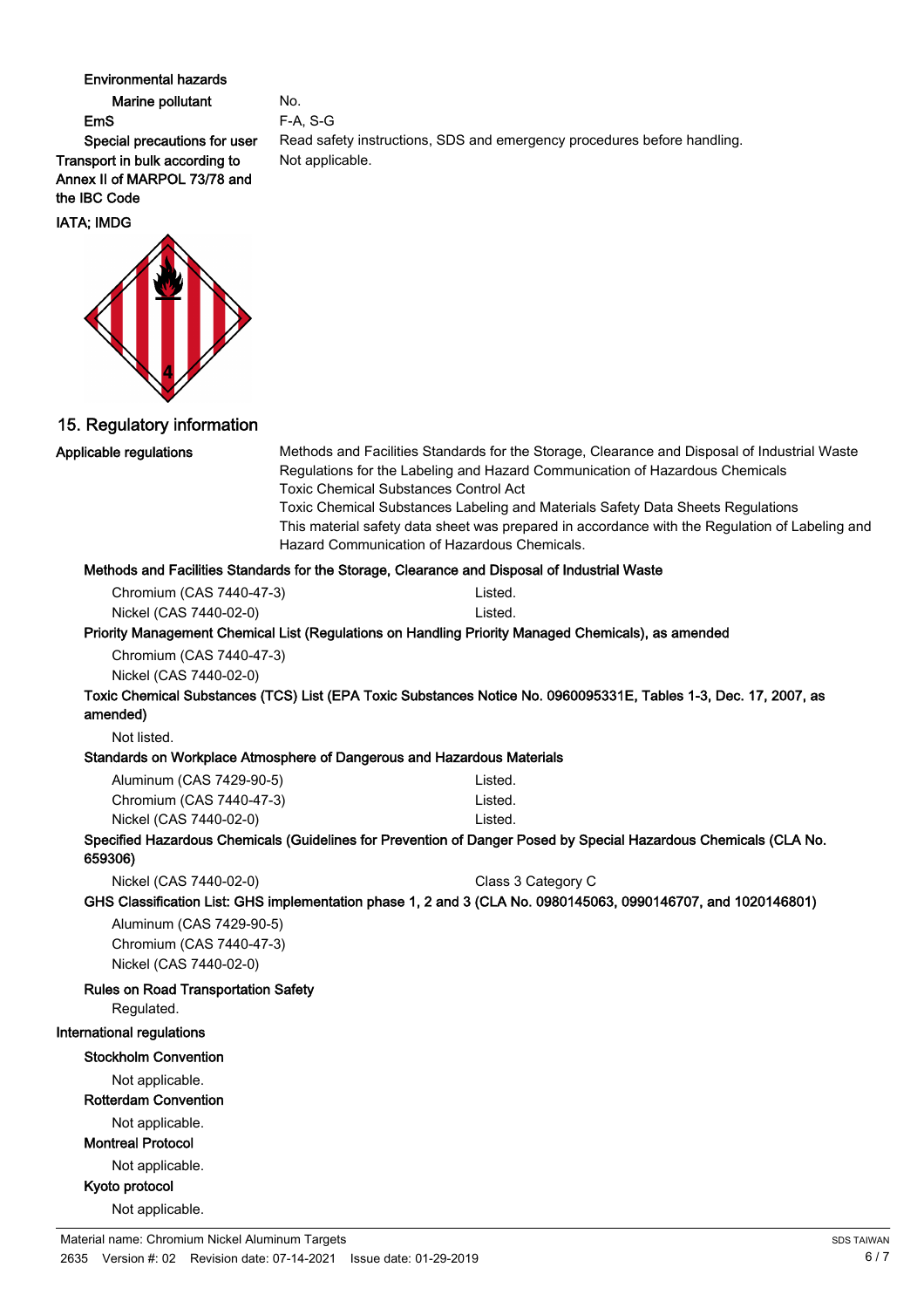**Environmental hazards**

| | |
|---|---|
| **Marine pollutant** | No. |
| **EmS** | F-A, S-G |
| **Special precautions for user** | Read safety instructions, SDS and emergency procedures before handling. |
| **Transport in bulk according to Annex II of MARPOL 73/78 and the IBC Code** | Not applicable. |

**IATA; IMDG**

## 15. Regulatory information

**Applicable regulations**

Methods and Facilities Standards for the Storage, Clearance and Disposal of Industrial Waste
Regulations for the Labeling and Hazard Communication of Hazardous Chemicals
Toxic Chemical Substances Control Act
Toxic Chemical Substances Labeling and Materials Safety Data Sheets Regulations
This material safety data sheet was prepared in accordance with the Regulation of Labeling and Hazard Communication of Hazardous Chemicals.

**Methods and Facilities Standards for the Storage, Clearance and Disposal of Industrial Waste**

| | |
|---|---|
| Chromium (CAS 7440-47-3) | Listed. |
| Nickel (CAS 7440-02-0) | Listed. |

**Priority Management Chemical List (Regulations on Handling Priority Managed Chemicals), as amended**

Chromium (CAS 7440-47-3)
Nickel (CAS 7440-02-0)

**Toxic Chemical Substances (TCS) List (EPA Toxic Substances Notice No. 0960095331E, Tables 1-3, Dec. 17, 2007, as amended)**

Not listed.

**Standards on Workplace Atmosphere of Dangerous and Hazardous Materials**

| | |
|---|---|
| Aluminum (CAS 7429-90-5) | Listed. |
| Chromium (CAS 7440-47-3) | Listed. |
| Nickel (CAS 7440-02-0) | Listed. |

**Specified Hazardous Chemicals (Guidelines for Prevention of Danger Posed by Special Hazardous Chemicals (CLA No. 659306)**

| | |
|---|---|
| Nickel (CAS 7440-02-0) | Class 3 Category C |

**GHS Classification List: GHS implementation phase 1, 2 and 3 (CLA No. 0980145063, 0990146707, and 1020146801)**

Aluminum (CAS 7429-90-5)
Chromium (CAS 7440-47-3)
Nickel (CAS 7440-02-0)

**Rules on Road Transportation Safety**

Regulated.

**International regulations**

**Stockholm Convention**

Not applicable.

**Rotterdam Convention**

Not applicable.

**Montreal Protocol**

Not applicable.

**Kyoto protocol**

Not applicable.

Material name: Chromium Nickel Aluminum Targets
2635 Version #: 02 Revision date: 07-14-2021 Issue date: 01-29-2019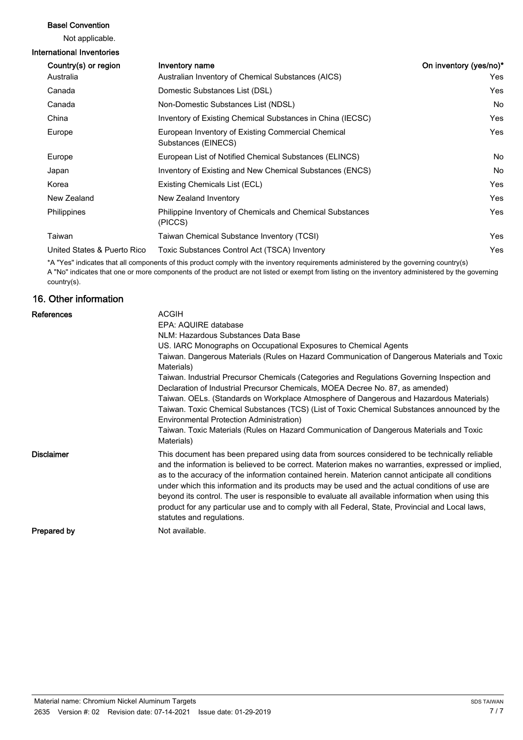**Basel Convention**

Not applicable.

**International Inventories**

| Country(s) or region | Inventory name | On inventory (yes/no)* |
| --- | --- | --- |
| Australia | Australian Inventory of Chemical Substances (AICS) | Yes |
| Canada | Domestic Substances List (DSL) | Yes |
| Canada | Non-Domestic Substances List (NDSL) | No |
| China | Inventory of Existing Chemical Substances in China (IECSC) | Yes |
| Europe | European Inventory of Existing Commercial Chemical Substances (EINECS) | Yes |
| Europe | European List of Notified Chemical Substances (ELINCS) | No |
| Japan | Inventory of Existing and New Chemical Substances (ENCS) | No |
| Korea | Existing Chemicals List (ECL) | Yes |
| New Zealand | New Zealand Inventory | Yes |
| Philippines | Philippine Inventory of Chemicals and Chemical Substances (PICCS) | Yes |
| Taiwan | Taiwan Chemical Substance Inventory (TCSI) | Yes |
| United States & Puerto Rico | Toxic Substances Control Act (TSCA) Inventory | Yes |

*A "Yes" indicates that all components of this product comply with the inventory requirements administered by the governing country(s)
A "No" indicates that one or more components of the product are not listed or exempt from listing on the inventory administered by the governing country(s).

## 16. Other information

**References**

ACGIH
EPA: AQUIRE database
NLM: Hazardous Substances Data Base
US. IARC Monographs on Occupational Exposures to Chemical Agents
Taiwan. Dangerous Materials (Rules on Hazard Communication of Dangerous Materials and Toxic Materials)
Taiwan. Industrial Precursor Chemicals (Categories and Regulations Governing Inspection and Declaration of Industrial Precursor Chemicals, MOEA Decree No. 87, as amended)
Taiwan. OELs. (Standards on Workplace Atmosphere of Dangerous and Hazardous Materials)
Taiwan. Toxic Chemical Substances (TCS) (List of Toxic Chemical Substances announced by the Environmental Protection Administration)
Taiwan. Toxic Materials (Rules on Hazard Communication of Dangerous Materials and Toxic Materials)

**Disclaimer**

This document has been prepared using data from sources considered to be technically reliable and the information is believed to be correct. Materion makes no warranties, expressed or implied, as to the accuracy of the information contained herein. Materion cannot anticipate all conditions under which this information and its products may be used and the actual conditions of use are beyond its control. The user is responsible to evaluate all available information when using this product for any particular use and to comply with all Federal, State, Provincial and Local laws, statutes and regulations.

**Prepared by**

Not available.